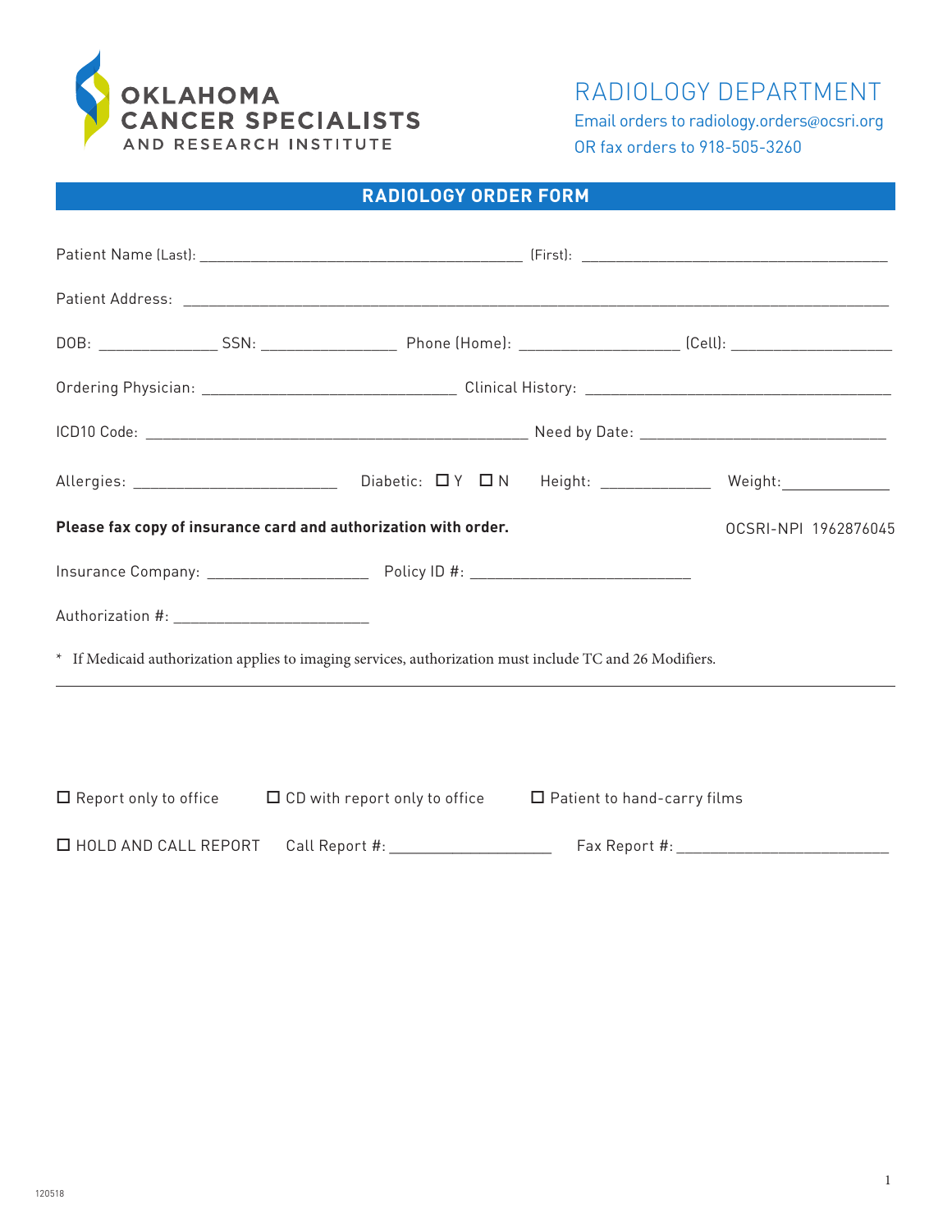**OKLAHOMA CANCER SPECIALISTS AND RESEARCH INSTITUTE**

# RADIOLOGY DEPARTMENT

Email orders to radiology.orders@ocsri.org
OR fax orders to 918-505-3260

## RADIOLOGY ORDER FORM

Patient Name (Last): ________________________________________ (First): ______________________________________

Patient Address: ________________________________________________________________________________________

DOB: ______________ SSN: ________________ Phone (Home): ___________________ (Cell): ___________________

Ordering Physician: ______________________________ Clinical History: ____________________________________

ICD10 Code: ______________________________________________ Need by Date: ______________________________

Allergies: ________________________ Diabetic: ☐ Y ☐ N Height: _____________ Weight: _____________

**Please fax copy of insurance card and authorization with order.** OCSRI-NPI 1962876045

Insurance Company: ___________________ Policy ID #: __________________________

Authorization #: _______________________

* If Medicaid authorization applies to imaging services, authorization must include TC and 26 Modifiers.

---

☐ Report only to office ☐ CD with report only to office ☐ Patient to hand-carry films

☐ HOLD AND CALL REPORT Call Report #: ___________________ Fax Report #: _________________________

120518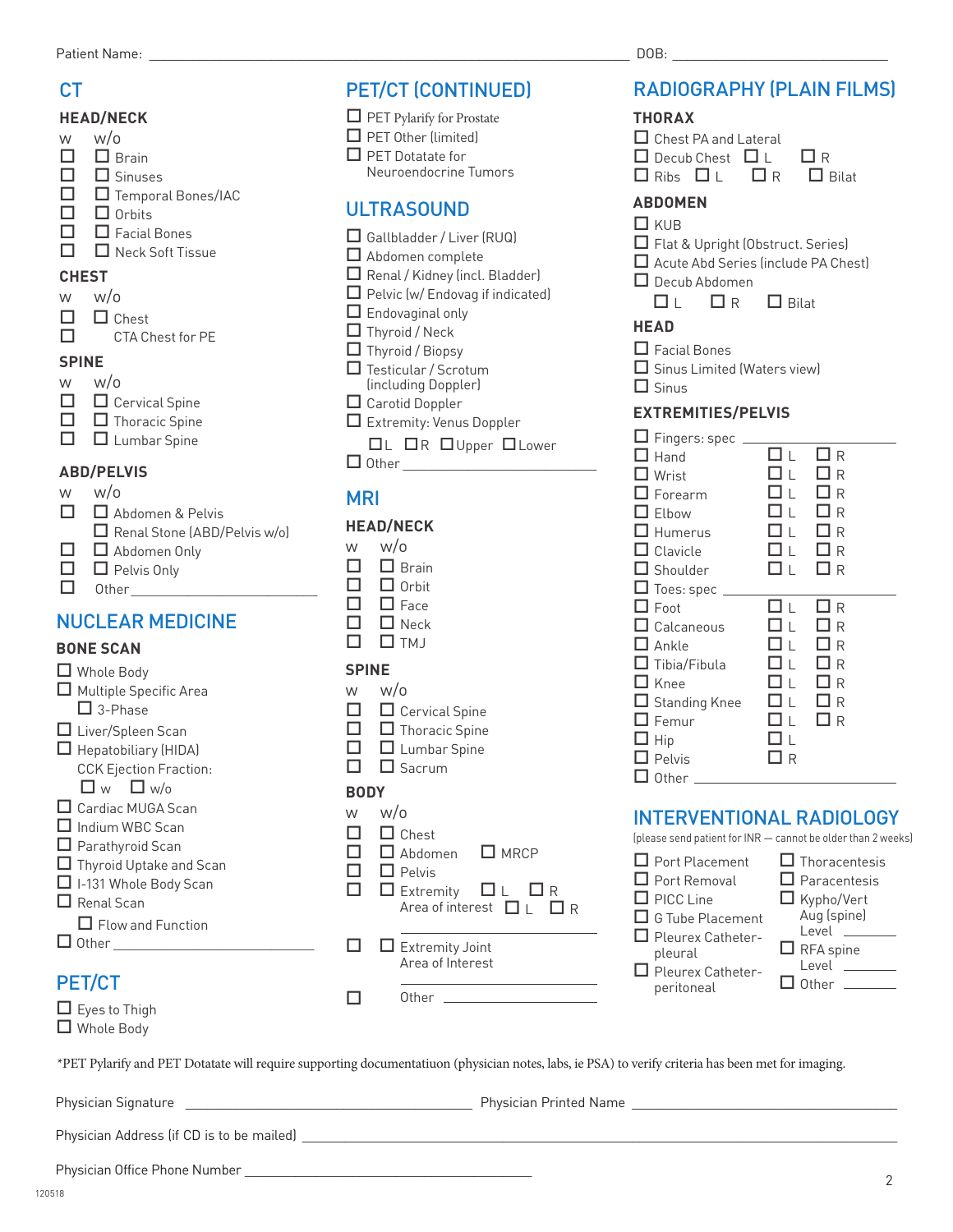Patient Name: ______________________________ DOB: ______________

# CT

## HEAD/NECK

| w | w/o |
|---|---|
| ☐ | ☐ Brain |
| ☐ | ☐ Sinuses |
| ☐ | ☐ Temporal Bones/IAC |
| ☐ | ☐ Orbits |
| ☐ | ☐ Facial Bones |
| ☐ | ☐ Neck Soft Tissue |

## CHEST

| w | w/o |
|---|---|
| ☐ | ☐ Chest |
| ☐ | CTA Chest for PE |

## SPINE

| w | w/o |
|---|---|
| ☐ | ☐ Cervical Spine |
| ☐ | ☐ Thoracic Spine |
| ☐ | ☐ Lumbar Spine |

## ABD/PELVIS

| w | w/o |
|---|---|
| ☐ | ☐ Abdomen & Pelvis |
| | ☐ Renal Stone (ABD/Pelvis w/o) |
| ☐ | ☐ Abdomen Only |
| ☐ | ☐ Pelvis Only |
| ☐ | Other ______________ |

# NUCLEAR MEDICINE

## BONE SCAN

- ☐ Whole Body
- ☐ Multiple Specific Area
  - ☐ 3-Phase
- ☐ Liver/Spleen Scan
- ☐ Hepatobiliary (HIDA)
  - CCK Ejection Fraction: ☐ w ☐ w/o
- ☐ Cardiac MUGA Scan
- ☐ Indium WBC Scan
- ☐ Parathyroid Scan
- ☐ Thyroid Uptake and Scan
- ☐ I-131 Whole Body Scan
- ☐ Renal Scan
  - ☐ Flow and Function
- ☐ Other ______________

# PET/CT

- ☐ Eyes to Thigh
- ☐ Whole Body

# PET/CT (CONTINUED)

- ☐ PET Pylarify for Prostate
- ☐ PET Other (limited)
- ☐ PET Dotatate for Neuroendocrine Tumors

# ULTRASOUND

- ☐ Gallbladder / Liver (RUQ)
- ☐ Abdomen complete
- ☐ Renal / Kidney (incl. Bladder)
- ☐ Pelvic (w/ Endovag if indicated)
- ☐ Endovaginal only
- ☐ Thyroid / Neck
- ☐ Thyroid / Biopsy
- ☐ Testicular / Scrotum (including Doppler)
- ☐ Carotid Doppler
- ☐ Extremity: Venus Doppler
  - ☐ L ☐ R ☐ Upper ☐ Lower
- ☐ Other ______________

# MRI

## HEAD/NECK

| w | w/o |
|---|---|
| ☐ | ☐ Brain |
| ☐ | ☐ Orbit |
| ☐ | ☐ Face |
| ☐ | ☐ Neck |
| ☐ | ☐ TMJ |

## SPINE

| w | w/o |
|---|---|
| ☐ | ☐ Cervical Spine |
| ☐ | ☐ Thoracic Spine |
| ☐ | ☐ Lumbar Spine |
| ☐ | ☐ Sacrum |

## BODY

| w | w/o |
|---|---|
| ☐ | ☐ Chest |
| ☐ | ☐ Abdomen ☐ MRCP |
| ☐ | ☐ Pelvis |
| ☐ | ☐ Extremity ☐ L ☐ R<br>Area of interest ☐ L ☐ R<br>______________ |
| ☐ | ☐ Extremity Joint<br>Area of Interest<br>______________ |
| ☐ | Other ______________ |

# RADIOGRAPHY (PLAIN FILMS)

## THORAX

- ☐ Chest PA and Lateral
- ☐ Decub Chest ☐ L ☐ R
- ☐ Ribs ☐ L ☐ R ☐ Bilat

## ABDOMEN

- ☐ KUB
- ☐ Flat & Upright (Obstruct. Series)
- ☐ Acute Abd Series (include PA Chest)
- ☐ Decub Abdomen
  - ☐ L ☐ R ☐ Bilat

## HEAD

- ☐ Facial Bones
- ☐ Sinus Limited (Waters view)
- ☐ Sinus

## EXTREMITIES/PELVIS

| | | |
|---|---|---|
| ☐ Fingers: spec ______________ | | |
| ☐ Hand | ☐ L | ☐ R |
| ☐ Wrist | ☐ L | ☐ R |
| ☐ Forearm | ☐ L | ☐ R |
| ☐ Elbow | ☐ L | ☐ R |
| ☐ Humerus | ☐ L | ☐ R |
| ☐ Clavicle | ☐ L | ☐ R |
| ☐ Shoulder | ☐ L | ☐ R |
| ☐ Toes: spec ______________ | | |
| ☐ Foot | ☐ L | ☐ R |
| ☐ Calcaneous | ☐ L | ☐ R |
| ☐ Ankle | ☐ L | ☐ R |
| ☐ Tibia/Fibula | ☐ L | ☐ R |
| ☐ Knee | ☐ L | ☐ R |
| ☐ Standing Knee | ☐ L | ☐ R |
| ☐ Femur | ☐ L | ☐ R |
| ☐ Hip | ☐ L | |
| ☐ Pelvis | ☐ R | |
| ☐ Other ______________ | | |

# INTERVENTIONAL RADIOLOGY

(please send patient for INR — cannot be older than 2 weeks)

- ☐ Port Placement
- ☐ Port Removal
- ☐ PICC Line
- ☐ G Tube Placement
- ☐ Pleurex Catheter-pleural
- ☐ Pleurex Catheter-peritoneal
- ☐ Thoracentesis
- ☐ Paracentesis
- ☐ Kypho/Vert Aug (spine) Level ______
- ☐ RFA spine Level ______
- ☐ Other ______

*PET Pylarify and PET Dotatate will require supporting documentatiuon (physician notes, labs, ie PSA) to verify criteria has been met for imaging.

Physician Signature ______________________ Physician Printed Name ______________________

Physician Address (if CD is to be mailed) ______________________

Physician Office Phone Number ______________________

120518